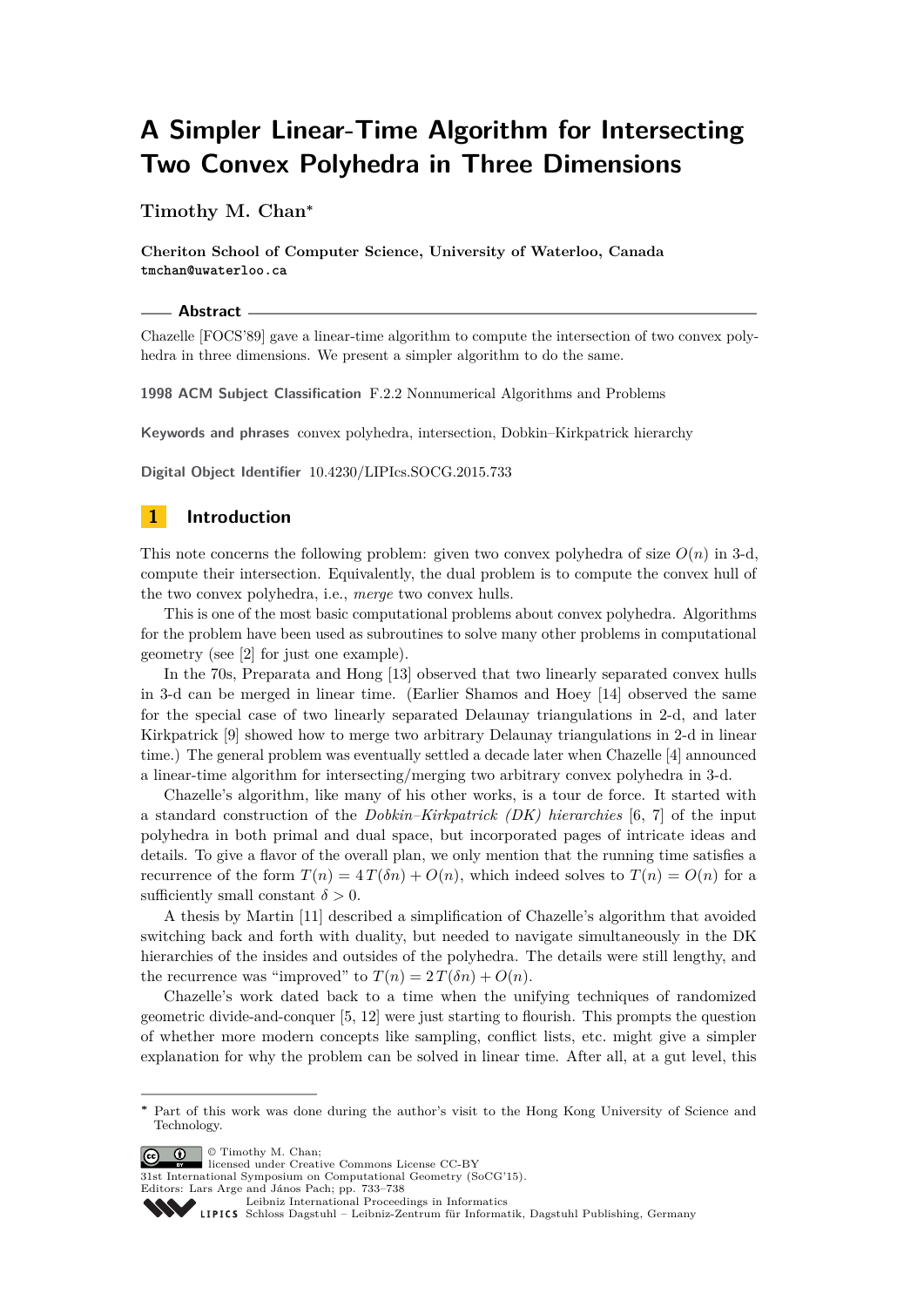# A Simpler Linear-Time Algorithm for Intersecting Two Convex Polyhedra in Three Dimensions

**Timothy M. Chan***

**Cheriton School of Computer Science, University of Waterloo, Canada**
tmchan@uwaterloo.ca

## Abstract

Chazelle [FOCS'89] gave a linear-time algorithm to compute the intersection of two convex polyhedra in three dimensions. We present a simpler algorithm to do the same.

**1998 ACM Subject Classification** F.2.2 Nonnumerical Algorithms and Problems

**Keywords and phrases** convex polyhedra, intersection, Dobkin–Kirkpatrick hierarchy

**Digital Object Identifier** 10.4230/LIPIcs.SOCG.2015.733

## 1 Introduction

This note concerns the following problem: given two convex polyhedra of size $O(n)$ in 3-d, compute their intersection. Equivalently, the dual problem is to compute the convex hull of the two convex polyhedra, i.e., *merge* two convex hulls.

This is one of the most basic computational problems about convex polyhedra. Algorithms for the problem have been used as subroutines to solve many other problems in computational geometry (see [2] for just one example).

In the 70s, Preparata and Hong [13] observed that two linearly separated convex hulls in 3-d can be merged in linear time. (Earlier Shamos and Hoey [14] observed the same for the special case of two linearly separated Delaunay triangulations in 2-d, and later Kirkpatrick [9] showed how to merge two arbitrary Delaunay triangulations in 2-d in linear time.) The general problem was eventually settled a decade later when Chazelle [4] announced a linear-time algorithm for intersecting/merging two arbitrary convex polyhedra in 3-d.

Chazelle's algorithm, like many of his other works, is a tour de force. It started with a standard construction of the *Dobkin–Kirkpatrick (DK) hierarchies* [6, 7] of the input polyhedra in both primal and dual space, but incorporated pages of intricate ideas and details. To give a flavor of the overall plan, we only mention that the running time satisfies a recurrence of the form $T(n) = 4\,T(\delta n) + O(n)$, which indeed solves to $T(n) = O(n)$ for a sufficiently small constant $\delta > 0$.

A thesis by Martin [11] described a simplification of Chazelle's algorithm that avoided switching back and forth with duality, but needed to navigate simultaneously in the DK hierarchies of the insides and outsides of the polyhedra. The details were still lengthy, and the recurrence was "improved" to $T(n) = 2\,T(\delta n) + O(n)$.

Chazelle's work dated back to a time when the unifying techniques of randomized geometric divide-and-conquer [5, 12] were just starting to flourish. This prompts the question of whether more modern concepts like sampling, conflict lists, etc. might give a simpler explanation for why the problem can be solved in linear time. After all, at a gut level, this

---

* Part of this work was done during the author's visit to the Hong Kong University of Science and Technology.

© Timothy M. Chan; licensed under Creative Commons License CC-BY
31st International Symposium on Computational Geometry (SoCG'15).
Editors: Lars Arge and János Pach; pp. 733–738
Leibniz International Proceedings in Informatics
Schloss Dagstuhl – Leibniz-Zentrum für Informatik, Dagstuhl Publishing, Germany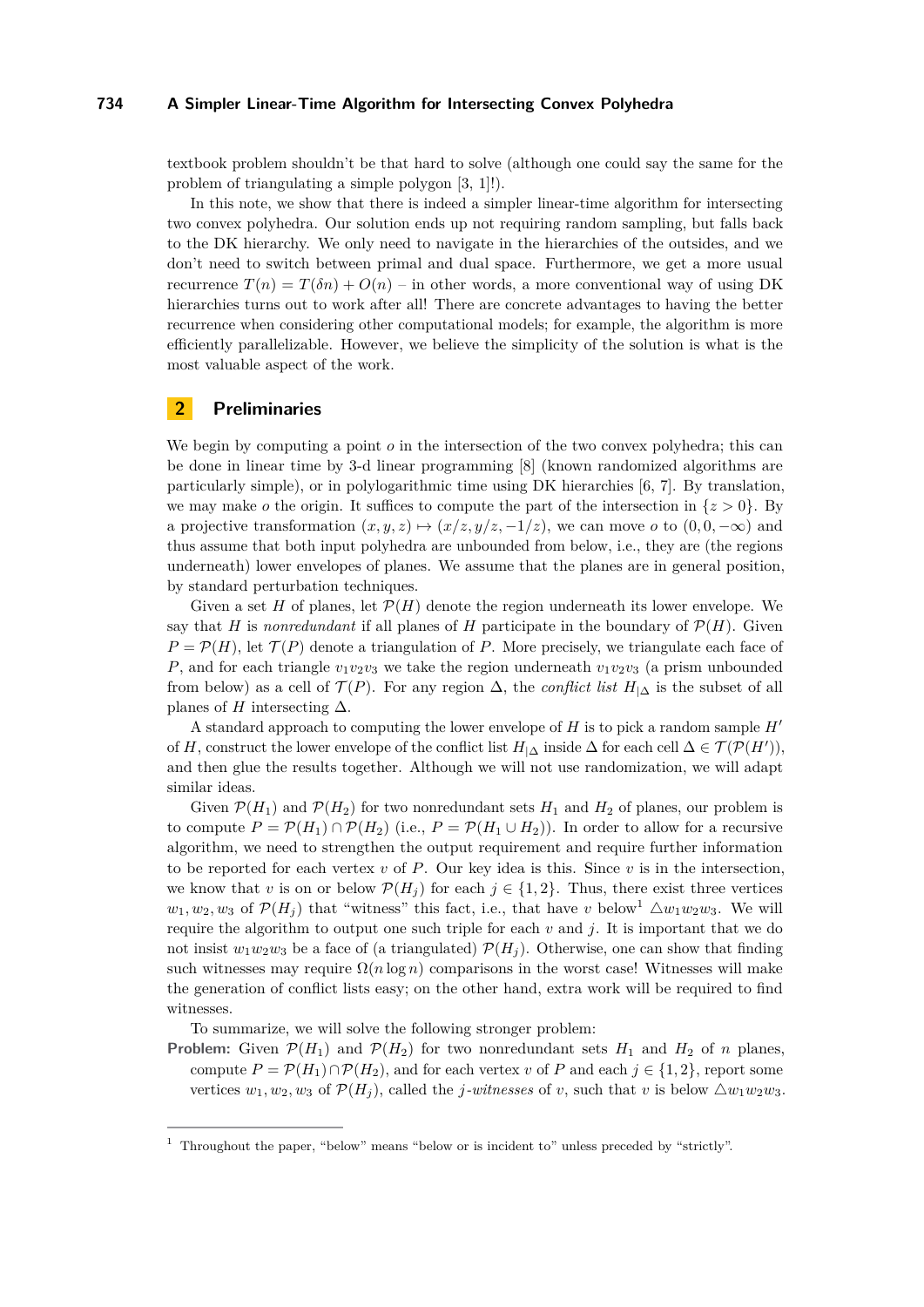textbook problem shouldn't be that hard to solve (although one could say the same for the problem of triangulating a simple polygon [3, 1]!).

In this note, we show that there is indeed a simpler linear-time algorithm for intersecting two convex polyhedra. Our solution ends up not requiring random sampling, but falls back to the DK hierarchy. We only need to navigate in the hierarchies of the outsides, and we don't need to switch between primal and dual space. Furthermore, we get a more usual recurrence $T(n) = T(\delta n) + O(n)$ – in other words, a more conventional way of using DK hierarchies turns out to work after all! There are concrete advantages to having the better recurrence when considering other computational models; for example, the algorithm is more efficiently parallelizable. However, we believe the simplicity of the solution is what is the most valuable aspect of the work.

## 2 Preliminaries

We begin by computing a point $o$ in the intersection of the two convex polyhedra; this can be done in linear time by 3-d linear programming [8] (known randomized algorithms are particularly simple), or in polylogarithmic time using DK hierarchies [6, 7]. By translation, we may make $o$ the origin. It suffices to compute the part of the intersection in $\{z > 0\}$. By a projective transformation $(x, y, z) \mapsto (x/z, y/z, -1/z)$, we can move $o$ to $(0, 0, -\infty)$ and thus assume that both input polyhedra are unbounded from below, i.e., they are (the regions underneath) lower envelopes of planes. We assume that the planes are in general position, by standard perturbation techniques.

Given a set $H$ of planes, let $\mathcal{P}(H)$ denote the region underneath its lower envelope. We say that $H$ is *nonredundant* if all planes of $H$ participate in the boundary of $\mathcal{P}(H)$. Given $P = \mathcal{P}(H)$, let $\mathcal{T}(P)$ denote a triangulation of $P$. More precisely, we triangulate each face of $P$, and for each triangle $v_1v_2v_3$ we take the region underneath $v_1v_2v_3$ (a prism unbounded from below) as a cell of $\mathcal{T}(P)$. For any region $\Delta$, the *conflict list* $H_{|\Delta}$ is the subset of all planes of $H$ intersecting $\Delta$.

A standard approach to computing the lower envelope of $H$ is to pick a random sample $H'$ of $H$, construct the lower envelope of the conflict list $H_{|\Delta}$ inside $\Delta$ for each cell $\Delta \in \mathcal{T}(\mathcal{P}(H'))$, and then glue the results together. Although we will not use randomization, we will adapt similar ideas.

Given $\mathcal{P}(H_1)$ and $\mathcal{P}(H_2)$ for two nonredundant sets $H_1$ and $H_2$ of planes, our problem is to compute $P = \mathcal{P}(H_1) \cap \mathcal{P}(H_2)$ (i.e., $P = \mathcal{P}(H_1 \cup H_2)$). In order to allow for a recursive algorithm, we need to strengthen the output requirement and require further information to be reported for each vertex $v$ of $P$. Our key idea is this. Since $v$ is in the intersection, we know that $v$ is on or below $\mathcal{P}(H_j)$ for each $j \in \{1, 2\}$. Thus, there exist three vertices $w_1, w_2, w_3$ of $\mathcal{P}(H_j)$ that "witness" this fact, i.e., that have $v$ below[1] $\triangle w_1w_2w_3$. We will require the algorithm to output one such triple for each $v$ and $j$. It is important that we do not insist $w_1w_2w_3$ be a face of (a triangulated) $\mathcal{P}(H_j)$. Otherwise, one can show that finding such witnesses may require $\Omega(n \log n)$ comparisons in the worst case! Witnesses will make the generation of conflict lists easy; on the other hand, extra work will be required to find witnesses.

To summarize, we will solve the following stronger problem:

**Problem:** Given $\mathcal{P}(H_1)$ and $\mathcal{P}(H_2)$ for two nonredundant sets $H_1$ and $H_2$ of $n$ planes, compute $P = \mathcal{P}(H_1) \cap \mathcal{P}(H_2)$, and for each vertex $v$ of $P$ and each $j \in \{1, 2\}$, report some vertices $w_1, w_2, w_3$ of $\mathcal{P}(H_j)$, called the *$j$-witnesses* of $v$, such that $v$ is below $\triangle w_1w_2w_3$.

---

[1] Throughout the paper, "below" means "below or is incident to" unless preceded by "strictly".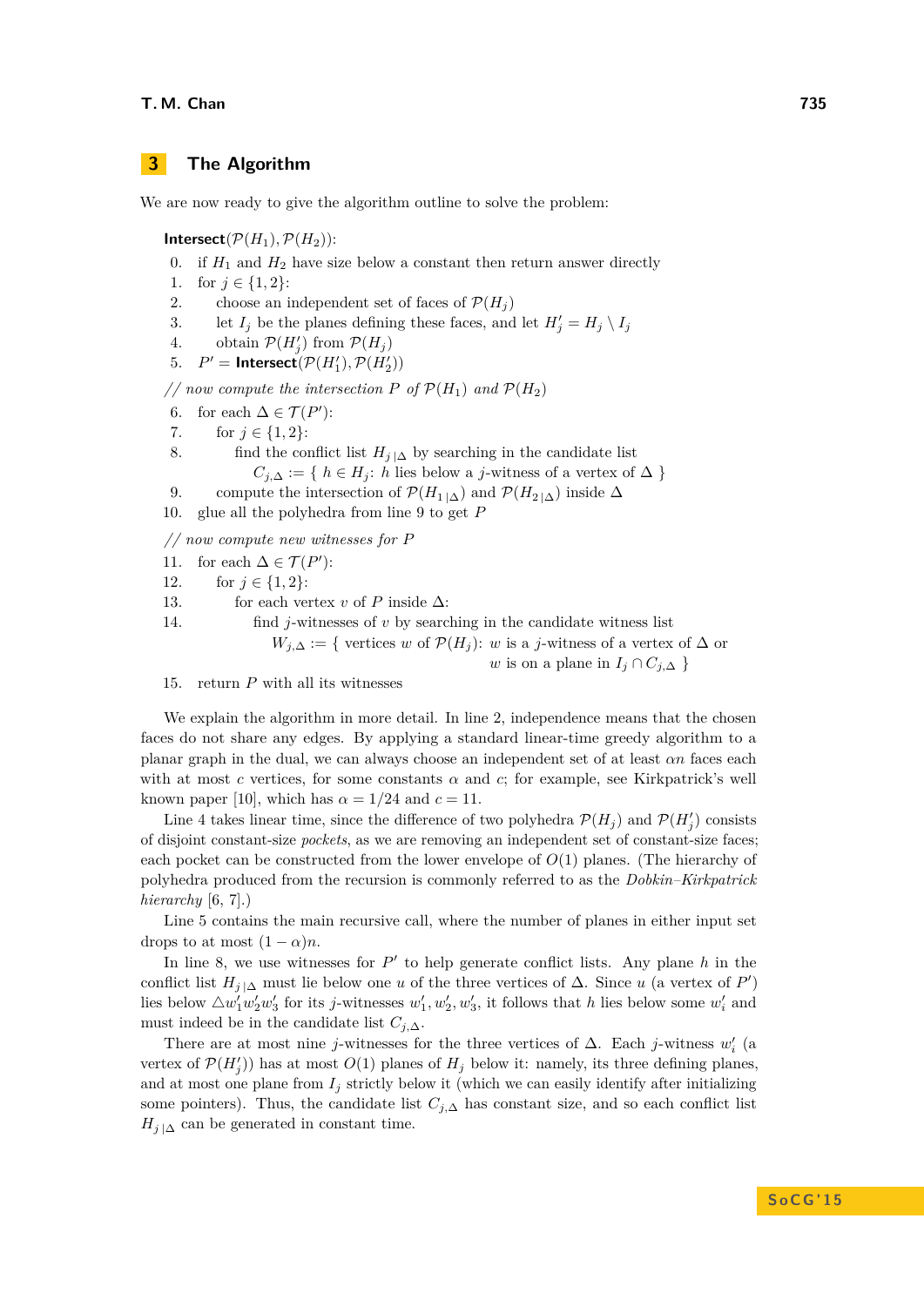## 3 The Algorithm

We are now ready to give the algorithm outline to solve the problem:

**Intersect**($\mathcal{P}(H_1), \mathcal{P}(H_2)$):

0. if $H_1$ and $H_2$ have size below a constant then return answer directly
1. for $j \in \{1, 2\}$:
2. choose an independent set of faces of $\mathcal{P}(H_j)$
3. let $I_j$ be the planes defining these faces, and let $H'_j = H_j \setminus I_j$
4. obtain $\mathcal{P}(H'_j)$ from $\mathcal{P}(H_j)$
5. $P' = $ **Intersect**($\mathcal{P}(H'_1), \mathcal{P}(H'_2)$)

*// now compute the intersection $P$ of $\mathcal{P}(H_1)$ and $\mathcal{P}(H_2)$*

6. for each $\Delta \in \mathcal{T}(P')$:
7. for $j \in \{1, 2\}$:
8. find the conflict list $H_{j\,|\Delta}$ by searching in the candidate list $C_{j,\Delta} := \{\ h \in H_j\text{: } h \text{ lies below a } j\text{-witness of a vertex of } \Delta\ \}$
9. compute the intersection of $\mathcal{P}(H_{1\,|\Delta})$ and $\mathcal{P}(H_{2\,|\Delta})$ inside $\Delta$
10. glue all the polyhedra from line 9 to get $P$

*// now compute new witnesses for $P$*

11. for each $\Delta \in \mathcal{T}(P')$:
12. for $j \in \{1, 2\}$:
13. for each vertex $v$ of $P$ inside $\Delta$:
14. find $j$-witnesses of $v$ by searching in the candidate witness list $W_{j,\Delta} := \{$ vertices $w$ of $\mathcal{P}(H_j)$: $w$ is a $j$-witness of a vertex of $\Delta$ or $w$ is on a plane in $I_j \cap C_{j,\Delta}$ $\}$
15. return $P$ with all its witnesses

We explain the algorithm in more detail. In line 2, independence means that the chosen faces do not share any edges. By applying a standard linear-time greedy algorithm to a planar graph in the dual, we can always choose an independent set of at least $\alpha n$ faces each with at most $c$ vertices, for some constants $\alpha$ and $c$; for example, see Kirkpatrick's well known paper [10], which has $\alpha = 1/24$ and $c = 11$.

Line 4 takes linear time, since the difference of two polyhedra $\mathcal{P}(H_j)$ and $\mathcal{P}(H'_j)$ consists of disjoint constant-size *pockets*, as we are removing an independent set of constant-size faces; each pocket can be constructed from the lower envelope of $O(1)$ planes. (The hierarchy of polyhedra produced from the recursion is commonly referred to as the *Dobkin–Kirkpatrick hierarchy* [6, 7].)

Line 5 contains the main recursive call, where the number of planes in either input set drops to at most $(1 - \alpha)n$.

In line 8, we use witnesses for $P'$ to help generate conflict lists. Any plane $h$ in the conflict list $H_{j\,|\Delta}$ must lie below one $u$ of the three vertices of $\Delta$. Since $u$ (a vertex of $P'$) lies below $\triangle w'_1 w'_2 w'_3$ for its $j$-witnesses $w'_1, w'_2, w'_3$, it follows that $h$ lies below some $w'_i$ and must indeed be in the candidate list $C_{j,\Delta}$.

There are at most nine $j$-witnesses for the three vertices of $\Delta$. Each $j$-witness $w'_i$ (a vertex of $\mathcal{P}(H'_j)$) has at most $O(1)$ planes of $H_j$ below it: namely, its three defining planes, and at most one plane from $I_j$ strictly below it (which we can easily identify after initializing some pointers). Thus, the candidate list $C_{j,\Delta}$ has constant size, and so each conflict list $H_{j\,|\Delta}$ can be generated in constant time.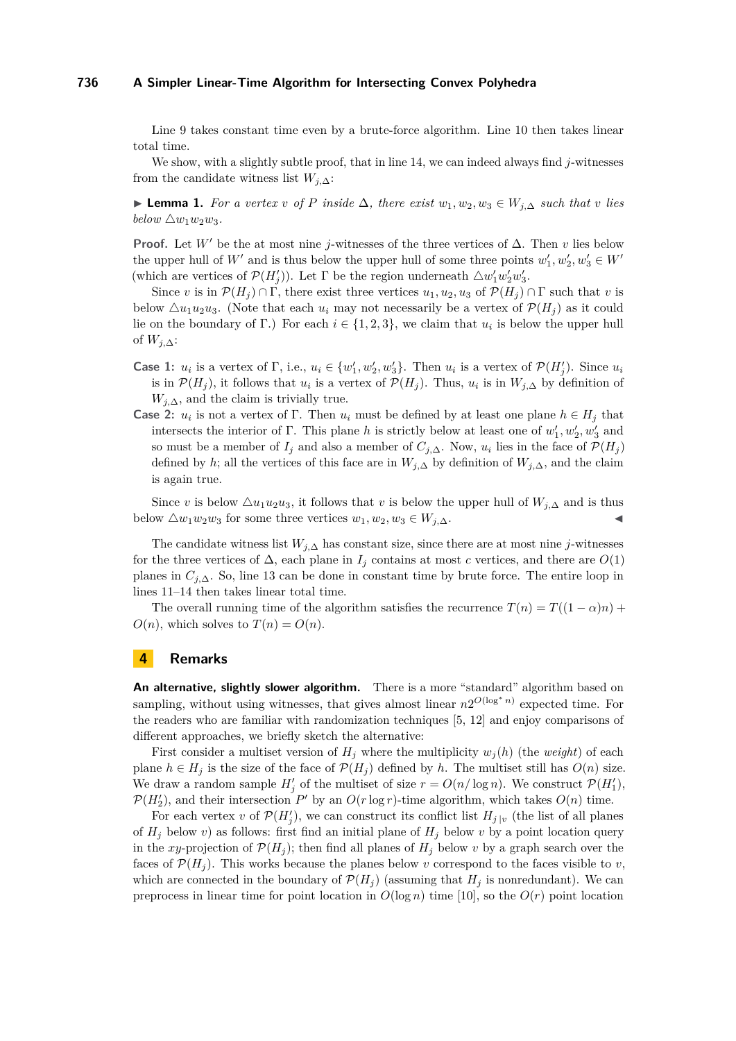Line 9 takes constant time even by a brute-force algorithm. Line 10 then takes linear total time.

We show, with a slightly subtle proof, that in line 14, we can indeed always find $j$-witnesses from the candidate witness list $W_{j,\Delta}$:

▶ **Lemma 1.** *For a vertex $v$ of $P$ inside $\Delta$, there exist $w_1, w_2, w_3 \in W_{j,\Delta}$ such that $v$ lies below $\triangle w_1 w_2 w_3$.*

**Proof.** Let $W'$ be the at most nine $j$-witnesses of the three vertices of $\Delta$. Then $v$ lies below the upper hull of $W'$ and is thus below the upper hull of some three points $w_1', w_2', w_3' \in W'$ (which are vertices of $\mathcal{P}(H_j')$). Let $\Gamma$ be the region underneath $\triangle w_1' w_2' w_3'$.

Since $v$ is in $\mathcal{P}(H_j) \cap \Gamma$, there exist three vertices $u_1, u_2, u_3$ of $\mathcal{P}(H_j) \cap \Gamma$ such that $v$ is below $\triangle u_1 u_2 u_3$. (Note that each $u_i$ may not necessarily be a vertex of $\mathcal{P}(H_j)$ as it could lie on the boundary of $\Gamma$.) For each $i \in \{1, 2, 3\}$, we claim that $u_i$ is below the upper hull of $W_{j,\Delta}$:

**Case 1:** $u_i$ is a vertex of $\Gamma$, i.e., $u_i \in \{w_1', w_2', w_3'\}$. Then $u_i$ is a vertex of $\mathcal{P}(H_j')$. Since $u_i$ is in $\mathcal{P}(H_j)$, it follows that $u_i$ is a vertex of $\mathcal{P}(H_j)$. Thus, $u_i$ is in $W_{j,\Delta}$ by definition of $W_{j,\Delta}$, and the claim is trivially true.

**Case 2:** $u_i$ is not a vertex of $\Gamma$. Then $u_i$ must be defined by at least one plane $h \in H_j$ that intersects the interior of $\Gamma$. This plane $h$ is strictly below at least one of $w_1', w_2', w_3'$ and so must be a member of $I_j$ and also a member of $C_{j,\Delta}$. Now, $u_i$ lies in the face of $\mathcal{P}(H_j)$ defined by $h$; all the vertices of this face are in $W_{j,\Delta}$ by definition of $W_{j,\Delta}$, and the claim is again true.

Since $v$ is below $\triangle u_1 u_2 u_3$, it follows that $v$ is below the upper hull of $W_{j,\Delta}$ and is thus below $\triangle w_1 w_2 w_3$ for some three vertices $w_1, w_2, w_3 \in W_{j,\Delta}$. ◀

The candidate witness list $W_{j,\Delta}$ has constant size, since there are at most nine $j$-witnesses for the three vertices of $\Delta$, each plane in $I_j$ contains at most $c$ vertices, and there are $O(1)$ planes in $C_{j,\Delta}$. So, line 13 can be done in constant time by brute force. The entire loop in lines 11–14 then takes linear total time.

The overall running time of the algorithm satisfies the recurrence $T(n) = T((1-\alpha)n) + O(n)$, which solves to $T(n) = O(n)$.

## 4 Remarks

**An alternative, slightly slower algorithm.** There is a more "standard" algorithm based on sampling, without using witnesses, that gives almost linear $n2^{O(\log^* n)}$ expected time. For the readers who are familiar with randomization techniques [5, 12] and enjoy comparisons of different approaches, we briefly sketch the alternative:

First consider a multiset version of $H_j$ where the multiplicity $w_j(h)$ (the *weight*) of each plane $h \in H_j$ is the size of the face of $\mathcal{P}(H_j)$ defined by $h$. The multiset still has $O(n)$ size. We draw a random sample $H_j'$ of the multiset of size $r = O(n/\log n)$. We construct $\mathcal{P}(H_1')$, $\mathcal{P}(H_2')$, and their intersection $P'$ by an $O(r \log r)$-time algorithm, which takes $O(n)$ time.

For each vertex $v$ of $\mathcal{P}(H_j')$, we can construct its conflict list $H_{j|v}$ (the list of all planes of $H_j$ below $v$) as follows: first find an initial plane of $H_j$ below $v$ by a point location query in the $xy$-projection of $\mathcal{P}(H_j)$; then find all planes of $H_j$ below $v$ by a graph search over the faces of $\mathcal{P}(H_j)$. This works because the planes below $v$ correspond to the faces visible to $v$, which are connected in the boundary of $\mathcal{P}(H_j)$ (assuming that $H_j$ is nonredundant). We can preprocess in linear time for point location in $O(\log n)$ time [10], so the $O(r)$ point location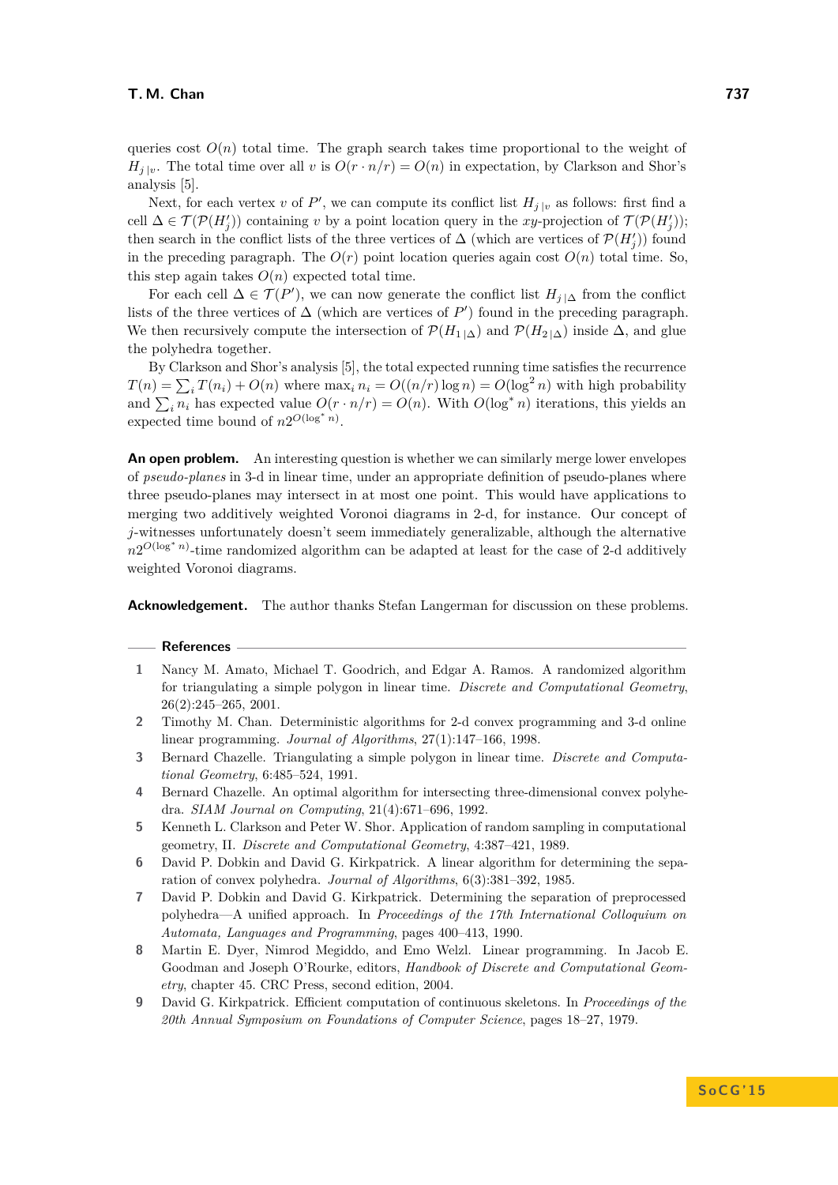queries cost $O(n)$ total time. The graph search takes time proportional to the weight of $H_{j\,|v}$. The total time over all $v$ is $O(r \cdot n/r) = O(n)$ in expectation, by Clarkson and Shor's analysis [5].

Next, for each vertex $v$ of $P'$, we can compute its conflict list $H_{j\,|v}$ as follows: first find a cell $\Delta \in \mathcal{T}(\mathcal{P}(H_j'))$ containing $v$ by a point location query in the $xy$-projection of $\mathcal{T}(\mathcal{P}(H_j'))$; then search in the conflict lists of the three vertices of $\Delta$ (which are vertices of $\mathcal{P}(H_j')$) found in the preceding paragraph. The $O(r)$ point location queries again cost $O(n)$ total time. So, this step again takes $O(n)$ expected total time.

For each cell $\Delta \in \mathcal{T}(P')$, we can now generate the conflict list $H_{j\,|\Delta}$ from the conflict lists of the three vertices of $\Delta$ (which are vertices of $P'$) found in the preceding paragraph. We then recursively compute the intersection of $\mathcal{P}(H_{1\,|\Delta})$ and $\mathcal{P}(H_{2\,|\Delta})$ inside $\Delta$, and glue the polyhedra together.

By Clarkson and Shor's analysis [5], the total expected running time satisfies the recurrence $T(n) = \sum_i T(n_i) + O(n)$ where $\max_i n_i = O((n/r)\log n) = O(\log^2 n)$ with high probability and $\sum_i n_i$ has expected value $O(r \cdot n/r) = O(n)$. With $O(\log^* n)$ iterations, this yields an expected time bound of $n2^{O(\log^* n)}$.

**An open problem.** An interesting question is whether we can similarly merge lower envelopes of *pseudo-planes* in 3-d in linear time, under an appropriate definition of pseudo-planes where three pseudo-planes may intersect in at most one point. This would have applications to merging two additively weighted Voronoi diagrams in 2-d, for instance. Our concept of $j$-witnesses unfortunately doesn't seem immediately generalizable, although the alternative $n2^{O(\log^* n)}$-time randomized algorithm can be adapted at least for the case of 2-d additively weighted Voronoi diagrams.

**Acknowledgement.** The author thanks Stefan Langerman for discussion on these problems.

## References

1. Nancy M. Amato, Michael T. Goodrich, and Edgar A. Ramos. A randomized algorithm for triangulating a simple polygon in linear time. *Discrete and Computational Geometry*, 26(2):245–265, 2001.
2. Timothy M. Chan. Deterministic algorithms for 2-d convex programming and 3-d online linear programming. *Journal of Algorithms*, 27(1):147–166, 1998.
3. Bernard Chazelle. Triangulating a simple polygon in linear time. *Discrete and Computational Geometry*, 6:485–524, 1991.
4. Bernard Chazelle. An optimal algorithm for intersecting three-dimensional convex polyhedra. *SIAM Journal on Computing*, 21(4):671–696, 1992.
5. Kenneth L. Clarkson and Peter W. Shor. Application of random sampling in computational geometry, II. *Discrete and Computational Geometry*, 4:387–421, 1989.
6. David P. Dobkin and David G. Kirkpatrick. A linear algorithm for determining the separation of convex polyhedra. *Journal of Algorithms*, 6(3):381–392, 1985.
7. David P. Dobkin and David G. Kirkpatrick. Determining the separation of preprocessed polyhedra—A unified approach. In *Proceedings of the 17th International Colloquium on Automata, Languages and Programming*, pages 400–413, 1990.
8. Martin E. Dyer, Nimrod Megiddo, and Emo Welzl. Linear programming. In Jacob E. Goodman and Joseph O'Rourke, editors, *Handbook of Discrete and Computational Geometry*, chapter 45. CRC Press, second edition, 2004.
9. David G. Kirkpatrick. Efficient computation of continuous skeletons. In *Proceedings of the 20th Annual Symposium on Foundations of Computer Science*, pages 18–27, 1979.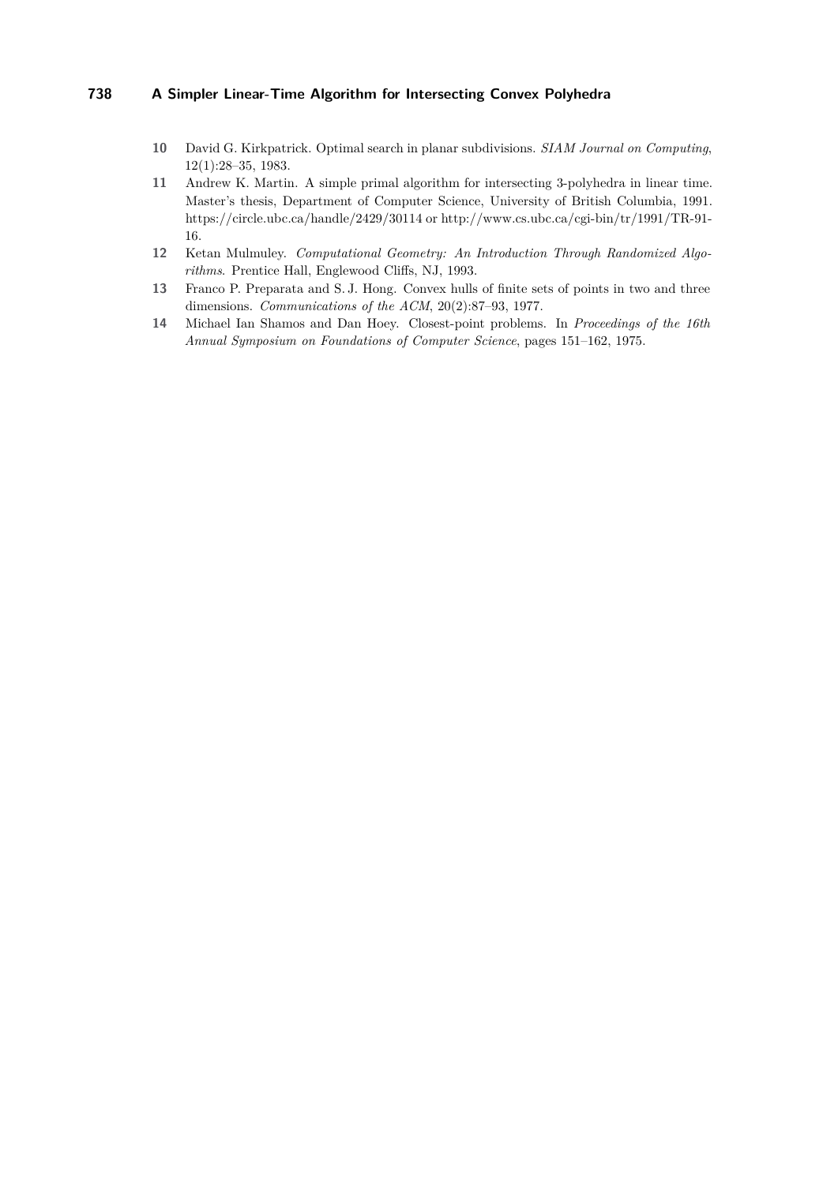10 David G. Kirkpatrick. Optimal search in planar subdivisions. *SIAM Journal on Computing*, 12(1):28–35, 1983.

11 Andrew K. Martin. A simple primal algorithm for intersecting 3-polyhedra in linear time. Master's thesis, Department of Computer Science, University of British Columbia, 1991. https://circle.ubc.ca/handle/2429/30114 or http://www.cs.ubc.ca/cgi-bin/tr/1991/TR-91-16.

12 Ketan Mulmuley. *Computational Geometry: An Introduction Through Randomized Algorithms*. Prentice Hall, Englewood Cliffs, NJ, 1993.

13 Franco P. Preparata and S. J. Hong. Convex hulls of finite sets of points in two and three dimensions. *Communications of the ACM*, 20(2):87–93, 1977.

14 Michael Ian Shamos and Dan Hoey. Closest-point problems. In *Proceedings of the 16th Annual Symposium on Foundations of Computer Science*, pages 151–162, 1975.